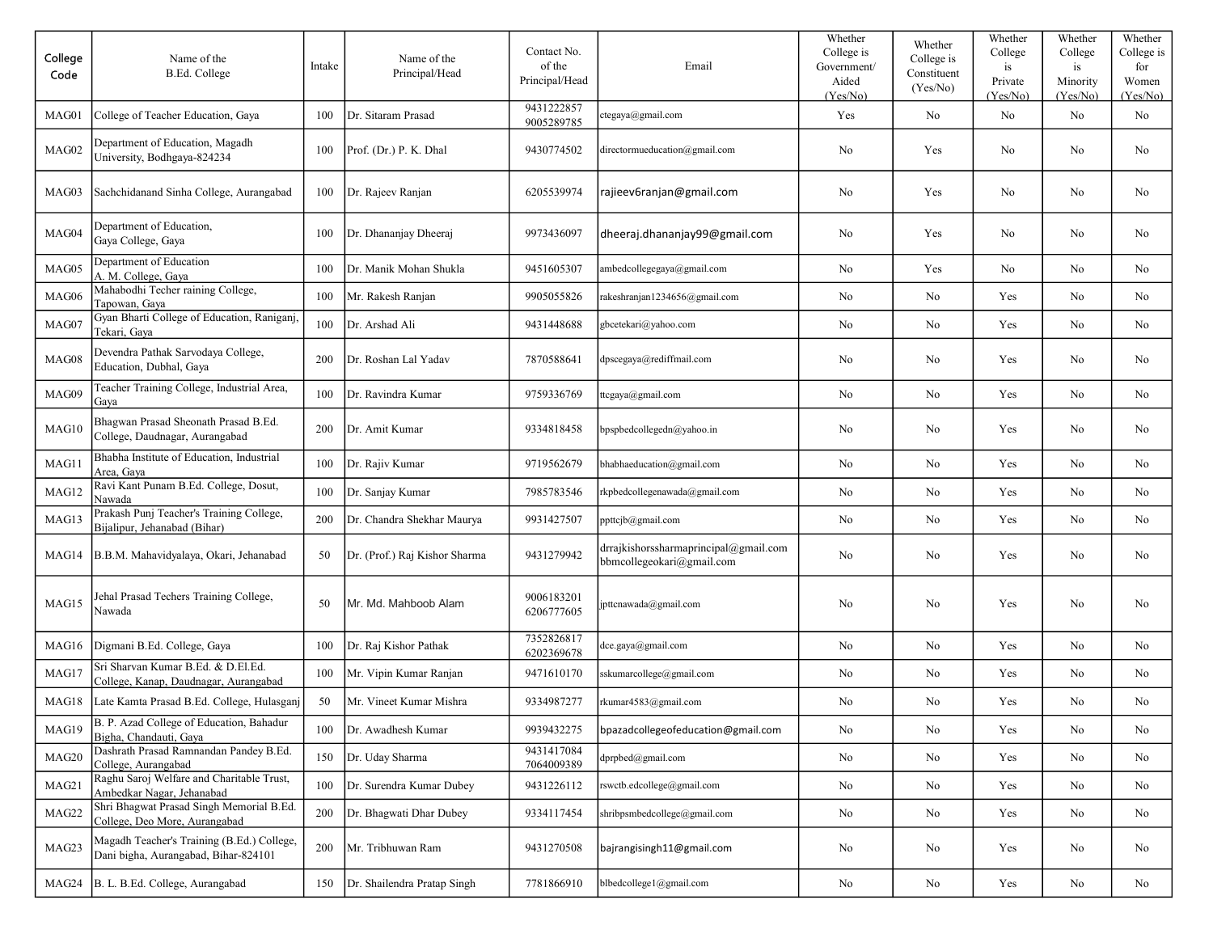| College Code | Name of the B.Ed. College | Intake | Name of the Principal/Head | Contact No. of the Principal/Head | Email | Whether College is Government/ Aided (Yes/No) | Whether College is Constituent (Yes/No) | Whether College is Private (Yes/No) | Whether College is Minority (Yes/No) | Whether College is for Women (Yes/No) |
|---|---|---|---|---|---|---|---|---|---|---|
| MAG01 | College of Teacher Education, Gaya | 100 | Dr. Sitaram Prasad | 9431222857 9005289785 | ctegaya@gmail.com | Yes | No | No | No | No |
| MAG02 | Department of Education, Magadh University, Bodhgaya-824234 | 100 | Prof. (Dr.) P. K. Dhal | 9430774502 | directormueducation@gmail.com | No | Yes | No | No | No |
| MAG03 | Sachchidanand Sinha College, Aurangabad | 100 | Dr. Rajeev Ranjan | 6205539974 | rajieev6ranjan@gmail.com | No | Yes | No | No | No |
| MAG04 | Department of Education, Gaya College, Gaya | 100 | Dr. Dhananjay Dheeraj | 9973436097 | dheeraj.dhananjay99@gmail.com | No | Yes | No | No | No |
| MAG05 | Department of Education A. M. College, Gaya | 100 | Dr. Manik Mohan Shukla | 9451605307 | ambedcollegegaya@gmail.com | No | Yes | No | No | No |
| MAG06 | Mahabodhi Techer raining College, Tapowan, Gaya | 100 | Mr. Rakesh Ranjan | 9905055826 | rakeshranjan1234656@gmail.com | No | No | Yes | No | No |
| MAG07 | Gyan Bharti College of Education, Raniganj, Tekari, Gaya | 100 | Dr. Arshad Ali | 9431448688 | gbcetekari@yahoo.com | No | No | Yes | No | No |
| MAG08 | Devendra Pathak Sarvodaya College, Education, Dubhal, Gaya | 200 | Dr. Roshan Lal Yadav | 7870588641 | dpscegaya@rediffmail.com | No | No | Yes | No | No |
| MAG09 | Teacher Training College, Industrial Area, Gaya | 100 | Dr. Ravindra Kumar | 9759336769 | ttcgaya@gmail.com | No | No | Yes | No | No |
| MAG10 | Bhagwan Prasad Sheonath Prasad B.Ed. College, Daudnagar, Aurangabad | 200 | Dr. Amit Kumar | 9334818458 | bpspbedcollegedn@yahoo.in | No | No | Yes | No | No |
| MAG11 | Bhabha Institute of Education, Industrial Area, Gaya | 100 | Dr. Rajiv Kumar | 9719562679 | bhabhaeducation@gmail.com | No | No | Yes | No | No |
| MAG12 | Ravi Kant Punam B.Ed. College, Dosut, Nawada | 100 | Dr. Sanjay Kumar | 7985783546 | rkpbedcollegenawada@gmail.com | No | No | Yes | No | No |
| MAG13 | Prakash Punj Teacher's Training College, Bijalipur, Jehanabad (Bihar) | 200 | Dr. Chandra Shekhar Maurya | 9931427507 | ppttcjb@gmail.com | No | No | Yes | No | No |
| MAG14 | B.B.M. Mahavidyalaya, Okari, Jehanabad | 50 | Dr. (Prof.) Raj Kishor Sharma | 9431279942 | drrajkishorssharmaprincipal@gmail.com bbmcollegeokari@gmail.com | No | No | Yes | No | No |
| MAG15 | Jehal Prasad Techers Training College, Nawada | 50 | Mr. Md. Mahboob Alam | 9006183201 6206777605 | jpttcnawada@gmail.com | No | No | Yes | No | No |
| MAG16 | Digmani B.Ed. College, Gaya | 100 | Dr. Raj Kishor Pathak | 7352826817 6202369678 | dce.gaya@gmail.com | No | No | Yes | No | No |
| MAG17 | Sri Sharvan Kumar B.Ed. & D.El.Ed. College, Kanap, Daudnagar, Aurangabad | 100 | Mr. Vipin Kumar Ranjan | 9471610170 | sskumarcollege@gmail.com | No | No | Yes | No | No |
| MAG18 | Late Kamta Prasad B.Ed. College, Hulasganj | 50 | Mr. Vineet Kumar Mishra | 9334987277 | rkumar4583@gmail.com | No | No | Yes | No | No |
| MAG19 | B. P. Azad College of Education, Bahadur Bigha, Chandauti, Gaya | 100 | Dr. Awadhesh Kumar | 9939432275 | bpazadcollegeofeducation@gmail.com | No | No | Yes | No | No |
| MAG20 | Dashrath Prasad Ramnandan Pandey B.Ed. College, Aurangabad | 150 | Dr. Uday Sharma | 9431417084 7064009389 | dprpbed@gmail.com | No | No | Yes | No | No |
| MAG21 | Raghu Saroj Welfare and Charitable Trust, Ambedkar Nagar, Jehanabad | 100 | Dr. Surendra Kumar Dubey | 9431226112 | rswctb.edcollege@gmail.com | No | No | Yes | No | No |
| MAG22 | Shri Bhagwat Prasad Singh Memorial B.Ed. College, Deo More, Aurangabad | 200 | Dr. Bhagwati Dhar Dubey | 9334117454 | shribpsmbedcollege@gmail.com | No | No | Yes | No | No |
| MAG23 | Magadh Teacher's Training (B.Ed.) College, Dani bigha, Aurangabad, Bihar-824101 | 200 | Mr. Tribhuwan Ram | 9431270508 | bajrangisingh11@gmail.com | No | No | Yes | No | No |
| MAG24 | B. L. B.Ed. College, Aurangabad | 150 | Dr. Shailendra Pratap Singh | 7781866910 | blbedcollege1@gmail.com | No | No | Yes | No | No |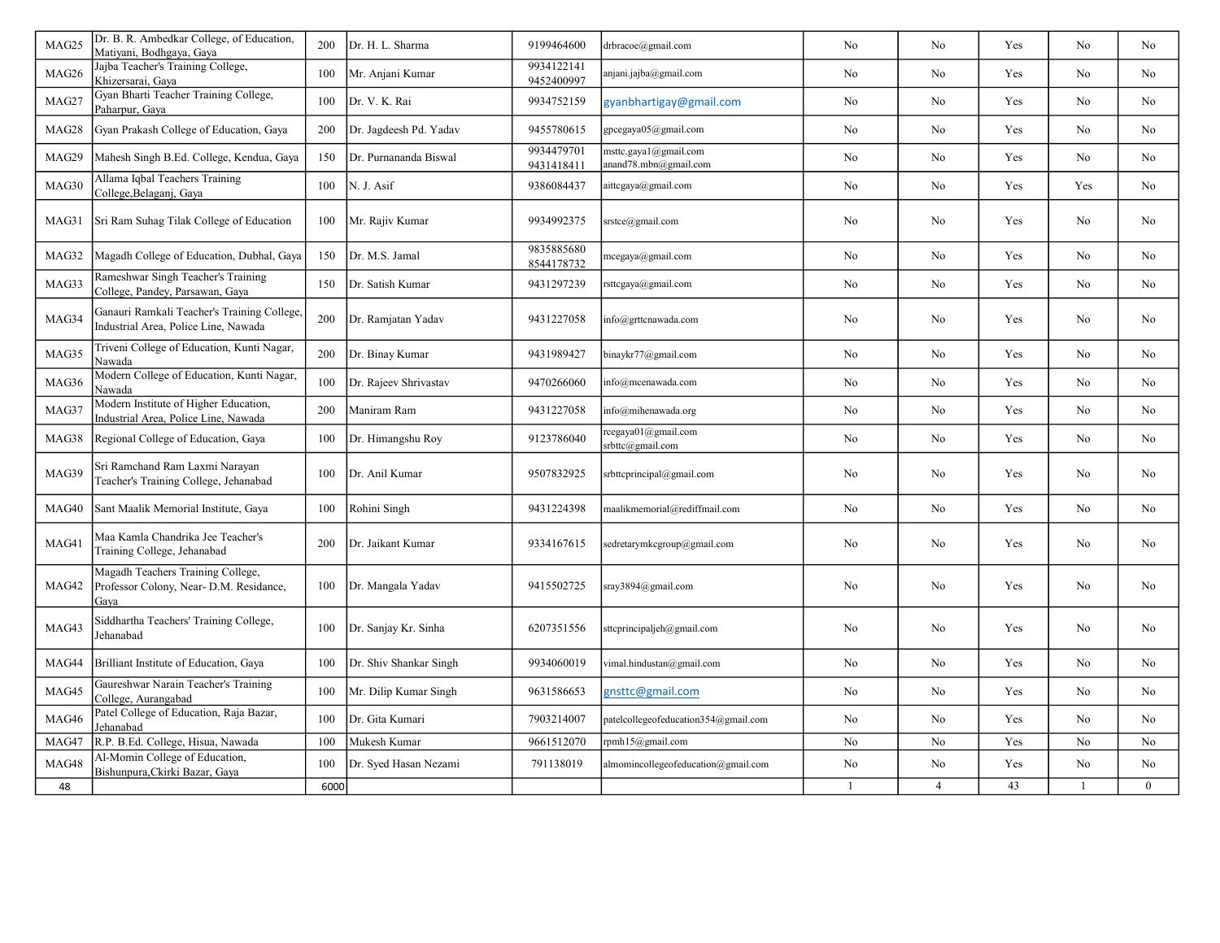| | | | | | | | | | | |
|---|---|---|---|---|---|---|---|---|---|---|
| MAG25 | Dr. B. R. Ambedkar College, of Education, Matiyani, Bodhgaya, Gaya | 200 | Dr. H. L. Sharma | 9199464600 | drbracoe@gmail.com | No | No | Yes | No | No |
| MAG26 | Jajba Teacher's Training College, Khizersarai, Gaya | 100 | Mr. Anjani Kumar | 9934122141 9452400997 | anjani.jajba@gmail.com | No | No | Yes | No | No |
| MAG27 | Gyan Bharti Teacher Training College, Paharpur, Gaya | 100 | Dr. V. K. Rai | 9934752159 | gyanbhartigay@gmail.com | No | No | Yes | No | No |
| MAG28 | Gyan Prakash College of Education, Gaya | 200 | Dr. Jagdeesh Pd. Yadav | 9455780615 | gpcegaya05@gmail.com | No | No | Yes | No | No |
| MAG29 | Mahesh Singh B.Ed. College, Kendua, Gaya | 150 | Dr. Purnananda Biswal | 9934479701 9431418411 | msttc.gaya1@gmail.com anand78.mbn@gmail.com | No | No | Yes | No | No |
| MAG30 | Allama Iqbal Teachers Training College,Belaganj, Gaya | 100 | N. J. Asif | 9386084437 | aittcgaya@gmail.com | No | No | Yes | Yes | No |
| MAG31 | Sri Ram Suhag Tilak College of Education | 100 | Mr. Rajiv Kumar | 9934992375 | srstce@gmail.com | No | No | Yes | No | No |
| MAG32 | Magadh College of Education, Dubhal, Gaya | 150 | Dr. M.S. Jamal | 9835885680 8544178732 | mcegaya@gmail.com | No | No | Yes | No | No |
| MAG33 | Rameshwar Singh Teacher's Training College, Pandey, Parsawan, Gaya | 150 | Dr. Satish Kumar | 9431297239 | rsttcgaya@gmail.com | No | No | Yes | No | No |
| MAG34 | Ganauri Ramkali Teacher's Training College, Industrial Area, Police Line, Nawada | 200 | Dr. Ramjatan Yadav | 9431227058 | info@grttcnawada.com | No | No | Yes | No | No |
| MAG35 | Triveni College of Education, Kunti Nagar, Nawada | 200 | Dr. Binay Kumar | 9431989427 | binaykr77@gmail.com | No | No | Yes | No | No |
| MAG36 | Modern College of Education, Kunti Nagar, Nawada | 100 | Dr. Rajeev Shrivastav | 9470266060 | info@mcenawada.com | No | No | Yes | No | No |
| MAG37 | Modern Institute of Higher Education, Industrial Area, Police Line, Nawada | 200 | Maniram Ram | 9431227058 | info@mihenawada.org | No | No | Yes | No | No |
| MAG38 | Regional College of Education, Gaya | 100 | Dr. Himangshu Roy | 9123786040 | rcegaya01@gmail.com srbttc@gmail.com | No | No | Yes | No | No |
| MAG39 | Sri Ramchand Ram Laxmi Narayan Teacher's Training College, Jehanabad | 100 | Dr. Anil Kumar | 9507832925 | srbttcprincipal@gmail.com | No | No | Yes | No | No |
| MAG40 | Sant Maalik Memorial Institute, Gaya | 100 | Rohini Singh | 9431224398 | maalikmemorial@rediffmail.com | No | No | Yes | No | No |
| MAG41 | Maa Kamla Chandrika Jee Teacher's Training College, Jehanabad | 200 | Dr. Jaikant Kumar | 9334167615 | sedretarymkcgroup@gmail.com | No | No | Yes | No | No |
| MAG42 | Magadh Teachers Training College, Professor Colony, Near- D.M. Residance, Gaya | 100 | Dr. Mangala Yadav | 9415502725 | sray3894@gmail.com | No | No | Yes | No | No |
| MAG43 | Siddhartha Teachers' Training College, Jehanabad | 100 | Dr. Sanjay Kr. Sinha | 6207351556 | sttcprincipaljeh@gmail.com | No | No | Yes | No | No |
| MAG44 | Brilliant Institute of Education, Gaya | 100 | Dr. Shiv Shankar Singh | 9934060019 | vimal.hindustan@gmail.com | No | No | Yes | No | No |
| MAG45 | Gaureshwar Narain Teacher's Training College, Aurangabad | 100 | Mr. Dilip Kumar Singh | 9631586653 | gnsttc@gmail.com | No | No | Yes | No | No |
| MAG46 | Patel College of Education, Raja Bazar, Jehanabad | 100 | Dr. Gita Kumari | 7903214007 | patelcollegeofeducation354@gmail.com | No | No | Yes | No | No |
| MAG47 | R.P. B.Ed. College, Hisua, Nawada | 100 | Mukesh Kumar | 9661512070 | rpmh15@gmail.com | No | No | Yes | No | No |
| MAG48 | Al-Momin College of Education, Bishunpura,Ckirki Bazar, Gaya | 100 | Dr. Syed Hasan Nezami | 791138019 | almomincollegeofeducation@gmail.com | No | No | Yes | No | No |
| 48 | | 6000 | | | | 1 | 4 | 43 | 1 | 0 |